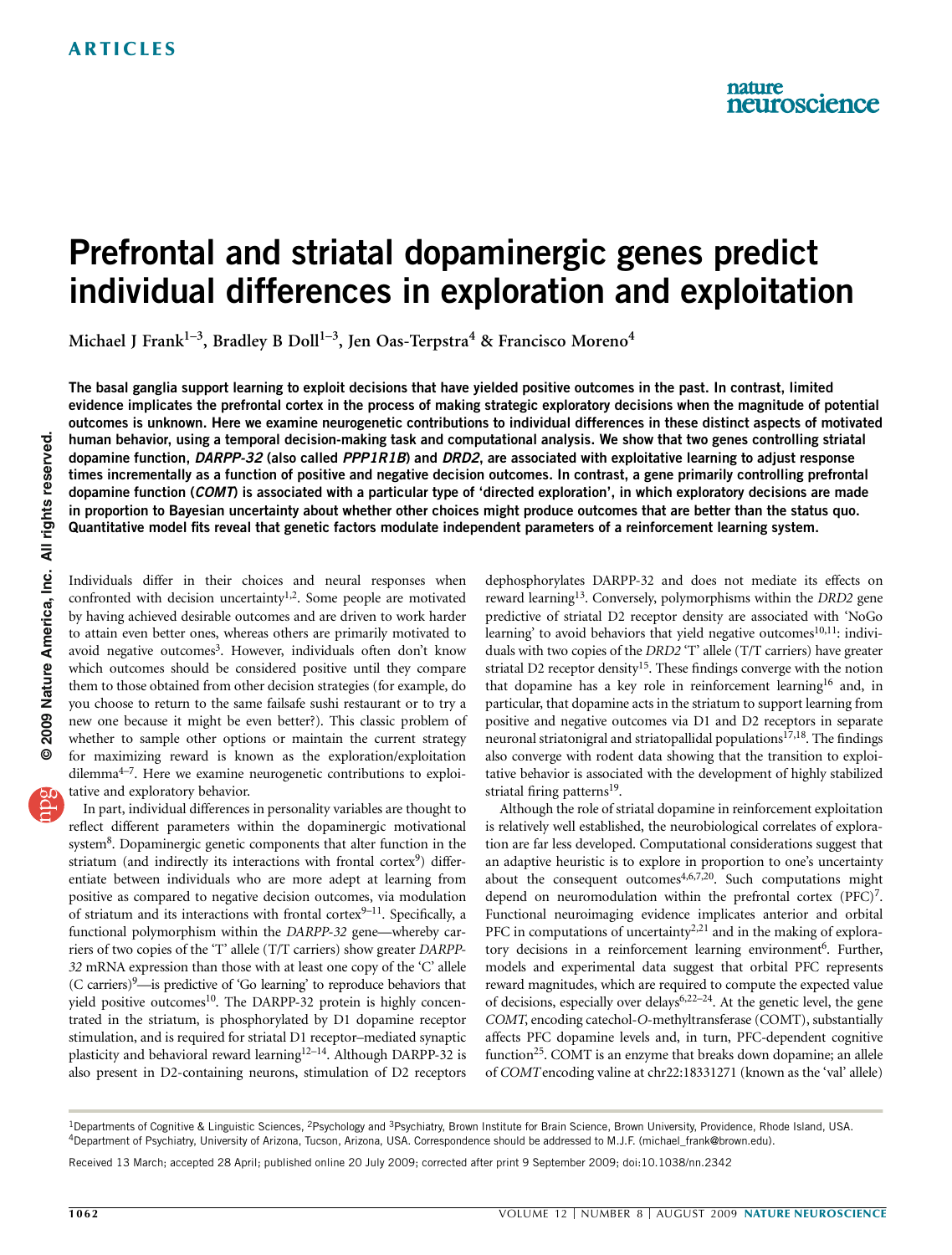# Prefrontal and striatal dopaminergic genes predict individual differences in exploration and exploitation

Michael J Frank[1–3], Bradley B Doll[1–3], Jen Oas-Terpstra[4] & Francisco Moreno[4]

**The basal ganglia support learning to exploit decisions that have yielded positive outcomes in the past. In contrast, limited evidence implicates the prefrontal cortex in the process of making strategic exploratory decisions when the magnitude of potential outcomes is unknown. Here we examine neurogenetic contributions to individual differences in these distinct aspects of motivated human behavior, using a temporal decision-making task and computational analysis. We show that two genes controlling striatal dopamine function, *DARPP-32* (also called *PPP1R1B*) and *DRD2*, are associated with exploitative learning to adjust response times incrementally as a function of positive and negative decision outcomes. In contrast, a gene primarily controlling prefrontal dopamine function (*COMT*) is associated with a particular type of 'directed exploration', in which exploratory decisions are made in proportion to Bayesian uncertainty about whether other choices might produce outcomes that are better than the status quo. Quantitative model fits reveal that genetic factors modulate independent parameters of a reinforcement learning system.**

Individuals differ in their choices and neural responses when confronted with decision uncertainty[1,2]. Some people are motivated by having achieved desirable outcomes and are driven to work harder to attain even better ones, whereas others are primarily motivated to avoid negative outcomes[3]. However, individuals often don't know which outcomes should be considered positive until they compare them to those obtained from other decision strategies (for example, do you choose to return to the same failsafe sushi restaurant or to try a new one because it might be even better?). This classic problem of whether to sample other options or maintain the current strategy for maximizing reward is known as the exploration/exploitation dilemma[4–7]. Here we examine neurogenetic contributions to exploitative and exploratory behavior.

In part, individual differences in personality variables are thought to reflect different parameters within the dopaminergic motivational system[8]. Dopaminergic genetic components that alter function in the striatum (and indirectly its interactions with frontal cortex[9]) differentiate between individuals who are more adept at learning from positive as compared to negative decision outcomes, via modulation of striatum and its interactions with frontal cortex[9–11]. Specifically, a functional polymorphism within the *DARPP-32* gene—whereby carriers of two copies of the 'T' allele (T/T carriers) show greater *DARPP-32* mRNA expression than those with at least one copy of the 'C' allele (C carriers)[9]—is predictive of 'Go learning' to reproduce behaviors that yield positive outcomes[10]. The DARPP-32 protein is highly concentrated in the striatum, is phosphorylated by D1 dopamine receptor stimulation, and is required for striatal D1 receptor–mediated synaptic plasticity and behavioral reward learning[12–14]. Although DARPP-32 is also present in D2-containing neurons, stimulation of D2 receptors dephosphorylates DARPP-32 and does not mediate its effects on reward learning[13]. Conversely, polymorphisms within the *DRD2* gene predictive of striatal D2 receptor density are associated with 'NoGo learning' to avoid behaviors that yield negative outcomes[10,11]: individuals with two copies of the *DRD2* 'T' allele (T/T carriers) have greater striatal D2 receptor density[15]. These findings converge with the notion that dopamine has a key role in reinforcement learning[16] and, in particular, that dopamine acts in the striatum to support learning from positive and negative outcomes via D1 and D2 receptors in separate neuronal striatonigral and striatopallidal populations[17,18]. The findings also converge with rodent data showing that the transition to exploitative behavior is associated with the development of highly stabilized striatal firing patterns[19].

Although the role of striatal dopamine in reinforcement exploitation is relatively well established, the neurobiological correlates of exploration are far less developed. Computational considerations suggest that an adaptive heuristic is to explore in proportion to one's uncertainty about the consequent outcomes[4,6,7,20]. Such computations might depend on neuromodulation within the prefrontal cortex (PFC)[7]. Functional neuroimaging evidence implicates anterior and orbital PFC in computations of uncertainty[2,21] and in the making of exploratory decisions in a reinforcement learning environment[6]. Further, models and experimental data suggest that orbital PFC represents reward magnitudes, which are required to compute the expected value of decisions, especially over delays[6,22–24]. At the genetic level, the gene *COMT*, encoding catechol-*O*-methyltransferase (COMT), substantially affects PFC dopamine levels and, in turn, PFC-dependent cognitive function[25]. COMT is an enzyme that breaks down dopamine; an allele of *COMT* encoding valine at chr22:18331271 (known as the 'val' allele)

[1]Departments of Cognitive & Linguistic Sciences, [2]Psychology and [3]Psychiatry, Brown Institute for Brain Science, Brown University, Providence, Rhode Island, USA. [4]Department of Psychiatry, University of Arizona, Tucson, Arizona, USA. Correspondence should be addressed to M.J.F. (michael_frank@brown.edu).

Received 13 March; accepted 28 April; published online 20 July 2009; corrected after print 9 September 2009; doi:10.1038/nn.2342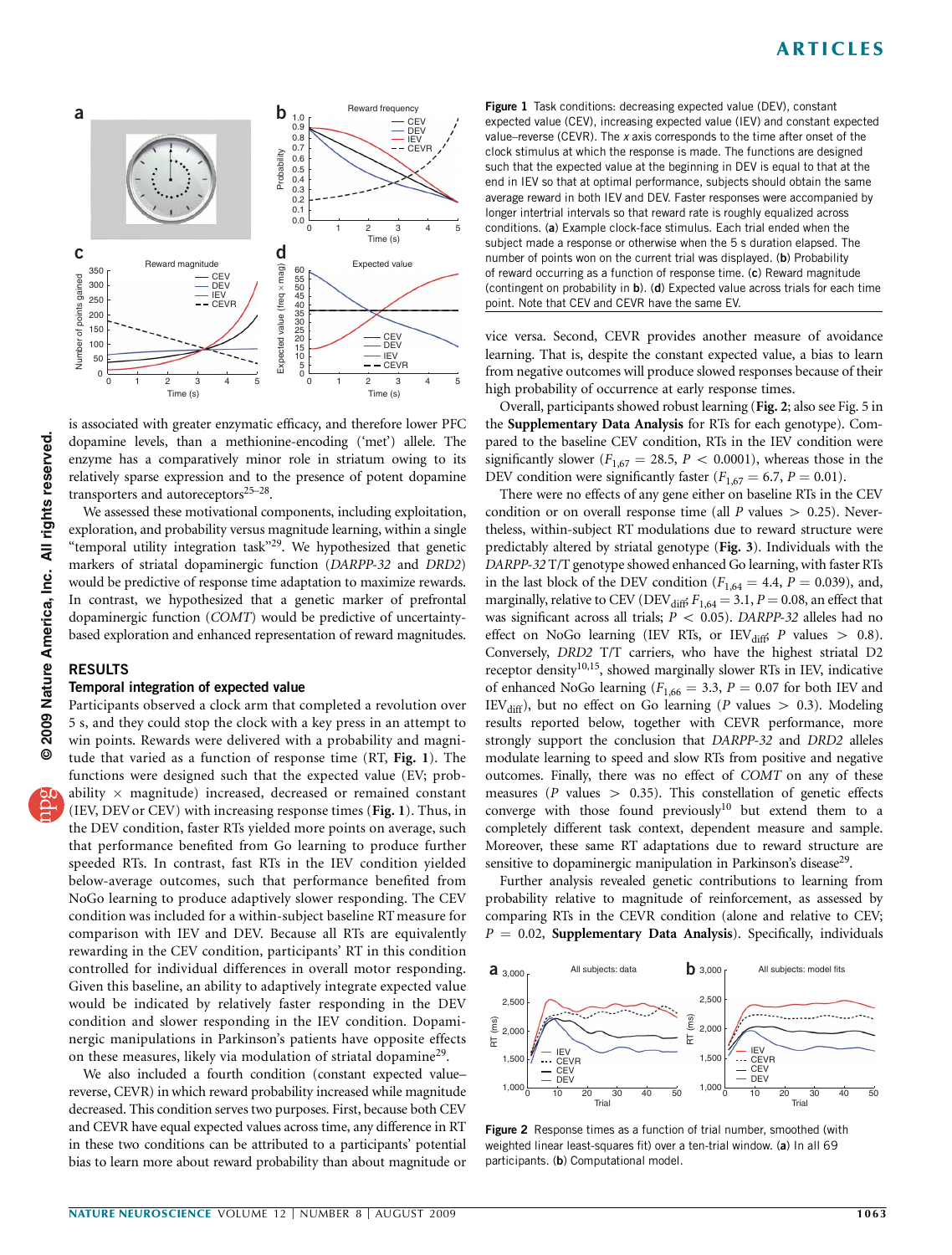**Figure 1** Task conditions: decreasing expected value (DEV), constant expected value (CEV), increasing expected value (IEV) and constant expected value–reverse (CEVR). The *x* axis corresponds to the time after onset of the clock stimulus at which the response is made. The functions are designed such that the expected value at the beginning in DEV is equal to that at the end in IEV so that at optimal performance, subjects should obtain the same average reward in both IEV and DEV. Faster responses were accompanied by longer intertrial intervals so that reward rate is roughly equalized across conditions. (**a**) Example clock-face stimulus. Each trial ended when the subject made a response or otherwise when the 5 s duration elapsed. The number of points won on the current trial was displayed. (**b**) Probability of reward occurring as a function of response time. (**c**) Reward magnitude (contingent on probability in **b**). (**d**) Expected value across trials for each time point. Note that CEV and CEVR have the same EV.

is associated with greater enzymatic efficacy, and therefore lower PFC dopamine levels, than a methionine-encoding ('met') allele. The enzyme has a comparatively minor role in striatum owing to its relatively sparse expression and to the presence of potent dopamine transporters and autoreceptors[25–28].

We assessed these motivational components, including exploitation, exploration, and probability versus magnitude learning, within a single "temporal utility integration task"[29]. We hypothesized that genetic markers of striatal dopaminergic function (*DARPP-32* and *DRD2*) would be predictive of response time adaptation to maximize rewards. In contrast, we hypothesized that a genetic marker of prefrontal dopaminergic function (*COMT*) would be predictive of uncertainty-based exploration and enhanced representation of reward magnitudes.

## RESULTS

### Temporal integration of expected value

Participants observed a clock arm that completed a revolution over 5 s, and they could stop the clock with a key press in an attempt to win points. Rewards were delivered with a probability and magnitude that varied as a function of response time (RT, **Fig. 1**). The functions were designed such that the expected value (EV; probability × magnitude) increased, decreased or remained constant (IEV, DEV or CEV) with increasing response times (**Fig. 1**). Thus, in the DEV condition, faster RTs yielded more points on average, such that performance benefited from Go learning to produce further speeded RTs. In contrast, fast RTs in the IEV condition yielded below-average outcomes, such that performance benefited from NoGo learning to produce adaptively slower responding. The CEV condition was included for a within-subject baseline RT measure for comparison with IEV and DEV. Because all RTs are equivalently rewarding in the CEV condition, participants' RT in this condition controlled for individual differences in overall motor responding. Given this baseline, an ability to adaptively integrate expected value would be indicated by relatively faster responding in the DEV condition and slower responding in the IEV condition. Dopaminergic manipulations in Parkinson's patients have opposite effects on these measures, likely via modulation of striatal dopamine[29].

We also included a fourth condition (constant expected value–reverse, CEVR) in which reward probability increased while magnitude decreased. This condition serves two purposes. First, because both CEV and CEVR have equal expected values across time, any difference in RT in these two conditions can be attributed to a participants' potential bias to learn more about reward probability than about magnitude or vice versa. Second, CEVR provides another measure of avoidance learning. That is, despite the constant expected value, a bias to learn from negative outcomes will produce slowed responses because of their high probability of occurrence at early response times.

Overall, participants showed robust learning (**Fig. 2**; also see Fig. 5 in the **Supplementary Data Analysis** for RTs for each genotype). Compared to the baseline CEV condition, RTs in the IEV condition were significantly slower ($F_{1,67} = 28.5$, $P < 0.0001$), whereas those in the DEV condition were significantly faster ($F_{1,67} = 6.7$, $P = 0.01$).

There were no effects of any gene either on baseline RTs in the CEV condition or on overall response time (all $P$ values $> 0.25$). Nevertheless, within-subject RT modulations due to reward structure were predictably altered by striatal genotype (**Fig. 3**). Individuals with the *DARPP-32* T/T genotype showed enhanced Go learning, with faster RTs in the last block of the DEV condition ($F_{1,64} = 4.4$, $P = 0.039$), and, marginally, relative to CEV ($\mathrm{DEV_{diff}}$; $F_{1,64} = 3.1$, $P = 0.08$, an effect that was significant across all trials; $P < 0.05$). *DARPP-32* alleles had no effect on NoGo learning (IEV RTs, or $\mathrm{IEV_{diff}}$; $P$ values $> 0.8$). Conversely, *DRD2* T/T carriers, who have the highest striatal D2 receptor density[10,15], showed marginally slower RTs in IEV, indicative of enhanced NoGo learning ($F_{1,66} = 3.3$, $P = 0.07$ for both IEV and $\mathrm{IEV_{diff}}$), but no effect on Go learning ($P$ values $> 0.3$). Modeling results reported below, together with CEVR performance, more strongly support the conclusion that *DARPP-32* and *DRD2* alleles modulate learning to speed and slow RTs from positive and negative outcomes. Finally, there was no effect of *COMT* on any of these measures ($P$ values $> 0.35$). This constellation of genetic effects converge with those found previously[10] but extend them to a completely different task context, dependent measure and sample. Moreover, these same RT adaptations due to reward structure are sensitive to dopaminergic manipulation in Parkinson's disease[29].

Further analysis revealed genetic contributions to learning from probability relative to magnitude of reinforcement, as assessed by comparing RTs in the CEVR condition (alone and relative to CEV; $P = 0.02$, **Supplementary Data Analysis**). Specifically, individuals

**Figure 2** Response times as a function of trial number, smoothed (with weighted linear least-squares fit) over a ten-trial window. (**a**) In all 69 participants. (**b**) Computational model.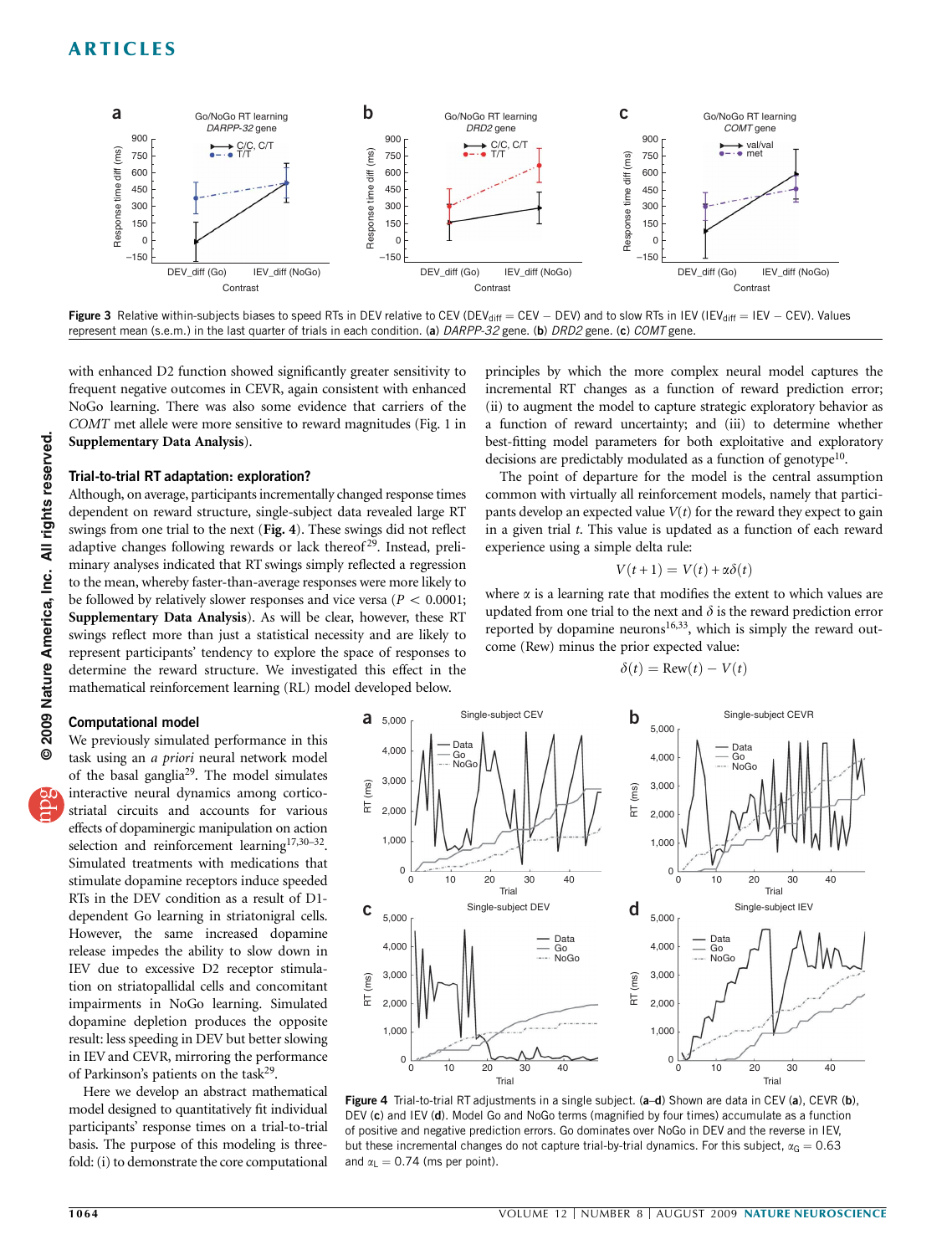Figure 3 Relative within-subjects biases to speed RTs in DEV relative to CEV ($DEV_{diff}$ = CEV − DEV) and to slow RTs in IEV ($IEV_{diff}$ = IEV − CEV). Values represent mean (s.e.m.) in the last quarter of trials in each condition. (**a**) *DARPP-32* gene. (**b**) *DRD2* gene. (**c**) *COMT* gene.

with enhanced D2 function showed significantly greater sensitivity to frequent negative outcomes in CEVR, again consistent with enhanced NoGo learning. There was also some evidence that carriers of the *COMT* met allele were more sensitive to reward magnitudes (Fig. 1 in **Supplementary Data Analysis**).

### Trial-to-trial RT adaptation: exploration?

Although, on average, participants incrementally changed response times dependent on reward structure, single-subject data revealed large RT swings from one trial to the next (**Fig. 4**). These swings did not reflect adaptive changes following rewards or lack thereof[29]. Instead, preliminary analyses indicated that RT swings simply reflected a regression to the mean, whereby faster-than-average responses were more likely to be followed by relatively slower responses and vice versa ($P < 0.0001$; **Supplementary Data Analysis**). As will be clear, however, these RT swings reflect more than just a statistical necessity and are likely to represent participants' tendency to explore the space of responses to determine the reward structure. We investigated this effect in the mathematical reinforcement learning (RL) model developed below.

### Computational model

We previously simulated performance in this task using an *a priori* neural network model of the basal ganglia[29]. The model simulates interactive neural dynamics among corticostriatal circuits and accounts for various effects of dopaminergic manipulation on action selection and reinforcement learning[17,30–32]. Simulated treatments with medications that stimulate dopamine receptors induce speeded RTs in the DEV condition as a result of D1-dependent Go learning in striatonigral cells. However, the same increased dopamine release impedes the ability to slow down in IEV due to excessive D2 receptor stimulation on striatopallidal cells and concomitant impairments in NoGo learning. Simulated dopamine depletion produces the opposite result: less speeding in DEV but better slowing in IEV and CEVR, mirroring the performance of Parkinson's patients on the task[29].

Here we develop an abstract mathematical model designed to quantitatively fit individual participants' response times on a trial-to-trial basis. The purpose of this modeling is threefold: (i) to demonstrate the core computational principles by which the more complex neural model captures the incremental RT changes as a function of reward prediction error; (ii) to augment the model to capture strategic exploratory behavior as a function of reward uncertainty; and (iii) to determine whether best-fitting model parameters for both exploitative and exploratory decisions are predictably modulated as a function of genotype[10].

The point of departure for the model is the central assumption common with virtually all reinforcement models, namely that participants develop an expected value $V(t)$ for the reward they expect to gain in a given trial $t$. This value is updated as a function of each reward experience using a simple delta rule:

$$V(t+1) = V(t) + \alpha\delta(t)$$

where $\alpha$ is a learning rate that modifies the extent to which values are updated from one trial to the next and $\delta$ is the reward prediction error reported by dopamine neurons[16,33], which is simply the reward outcome (Rew) minus the prior expected value:

$$\delta(t) = \mathrm{Rew}(t) - V(t)$$

Figure 4 Trial-to-trial RT adjustments in a single subject. (**a**–**d**) Shown are data in CEV (**a**), CEVR (**b**), DEV (**c**) and IEV (**d**). Model Go and NoGo terms (magnified by four times) accumulate as a function of positive and negative prediction errors. Go dominates over NoGo in DEV and the reverse in IEV, but these incremental changes do not capture trial-by-trial dynamics. For this subject, $\alpha_G = 0.63$ and $\alpha_L = 0.74$ (ms per point).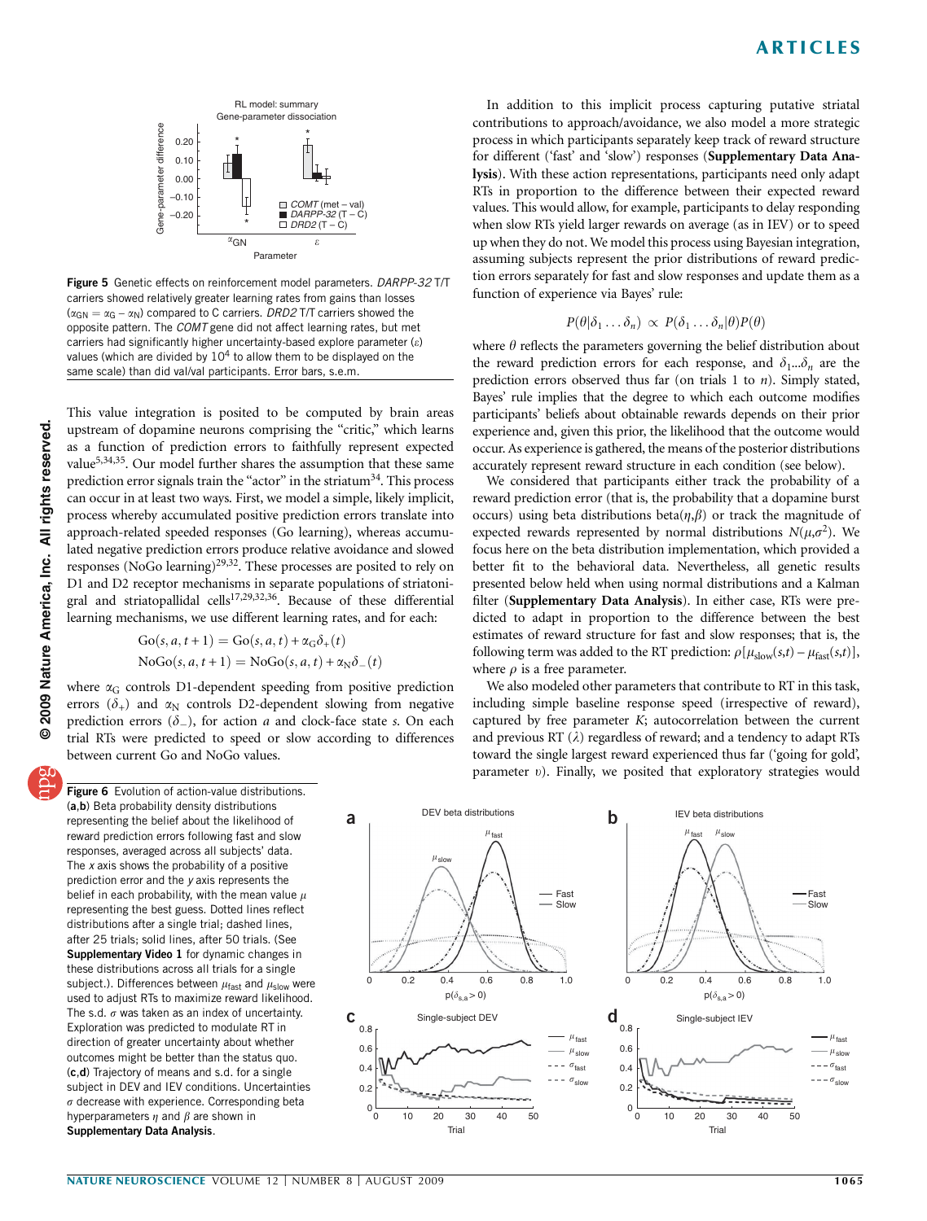Figure 5 Genetic effects on reinforcement model parameters. *DARPP-32* T/T carriers showed relatively greater learning rates from gains than losses ($\alpha_{GN} = \alpha_G - \alpha_N$) compared to C carriers. *DRD2* T/T carriers showed the opposite pattern. The *COMT* gene did not affect learning rates, but met carriers had significantly higher uncertainty-based explore parameter ($\varepsilon$) values (which are divided by $10^4$ to allow them to be displayed on the same scale) than did val/val participants. Error bars, s.e.m.

This value integration is posited to be computed by brain areas upstream of dopamine neurons comprising the "critic," which learns as a function of prediction errors to faithfully represent expected value[5,34,35]. Our model further shares the assumption that these same prediction error signals train the "actor" in the striatum[34]. This process can occur in at least two ways. First, we model a simple, likely implicit, process whereby accumulated positive prediction errors translate into approach-related speeded responses (Go learning), whereas accumulated negative prediction errors produce relative avoidance and slowed responses (NoGo learning)[29,32]. These processes are posited to rely on D1 and D2 receptor mechanisms in separate populations of striatonigral and striatopallidal cells[17,29,32,36]. Because of these differential learning mechanisms, we use different learning rates, and for each:

$$\mathrm{Go}(s,a,t+1) = \mathrm{Go}(s,a,t) + \alpha_G \delta_+(t)$$
$$\mathrm{NoGo}(s,a,t+1) = \mathrm{NoGo}(s,a,t) + \alpha_N \delta_-(t)$$

where $\alpha_G$ controls D1-dependent speeding from positive prediction errors ($\delta_+$) and $\alpha_N$ controls D2-dependent slowing from negative prediction errors ($\delta_-$), for action $a$ and clock-face state $s$. On each trial RTs were predicted to speed or slow according to differences between current Go and NoGo values.

In addition to this implicit process capturing putative striatal contributions to approach/avoidance, we also model a more strategic process in which participants separately keep track of reward structure for different ('fast' and 'slow') responses (**Supplementary Data Analysis**). With these action representations, participants need only adapt RTs in proportion to the difference between their expected reward values. This would allow, for example, participants to delay responding when slow RTs yield larger rewards on average (as in IEV) or to speed up when they do not. We model this process using Bayesian integration, assuming subjects represent the prior distributions of reward prediction errors separately for fast and slow responses and update them as a function of experience via Bayes' rule:

$$P(\theta|\delta_1 \ldots \delta_n) \propto P(\delta_1 \ldots \delta_n|\theta)P(\theta)$$

where $\theta$ reflects the parameters governing the belief distribution about the reward prediction errors for each response, and $\delta_1 \ldots \delta_n$ are the prediction errors observed thus far (on trials 1 to $n$). Simply stated, Bayes' rule implies that the degree to which each outcome modifies participants' beliefs about obtainable rewards depends on their prior experience and, given this prior, the likelihood that the outcome would occur. As experience is gathered, the means of the posterior distributions accurately represent reward structure in each condition (see below).

We considered that participants either track the probability of a reward prediction error (that is, the probability that a dopamine burst occurs) using beta distributions beta($\eta$,$\beta$) or track the magnitude of expected rewards represented by normal distributions $N(\mu,\sigma^2)$. We focus here on the beta distribution implementation, which provided a better fit to the behavioral data. Nevertheless, all genetic results presented below held when using normal distributions and a Kalman filter (**Supplementary Data Analysis**). In either case, RTs were predicted to adapt in proportion to the difference between the best estimates of reward structure for fast and slow responses; that is, the following term was added to the RT prediction: $\rho[\mu_{slow}(s,t) - \mu_{fast}(s,t)]$, where $\rho$ is a free parameter.

We also modeled other parameters that contribute to RT in this task, including simple baseline response speed (irrespective of reward), captured by free parameter $K$; autocorrelation between the current and previous RT ($\lambda$) regardless of reward; and a tendency to adapt RTs toward the single largest reward experienced thus far ('going for gold', parameter $\upsilon$). Finally, we posited that exploratory strategies would

Figure 6 Evolution of action-value distributions. (**a**,**b**) Beta probability density distributions representing the belief about the likelihood of reward prediction errors following fast and slow responses, averaged across all subjects' data. The *x* axis shows the probability of a positive prediction error and the *y* axis represents the belief in each probability, with the mean value $\mu$ representing the best guess. Dotted lines reflect distributions after a single trial; dashed lines, after 25 trials; solid lines, after 50 trials. (See **Supplementary Video 1** for dynamic changes in these distributions across all trials for a single subject.). Differences between $\mu_{fast}$ and $\mu_{slow}$ were used to adjust RTs to maximize reward likelihood. The s.d. $\sigma$ was taken as an index of uncertainty. Exploration was predicted to modulate RT in direction of greater uncertainty about whether outcomes might be better than the status quo. (**c**,**d**) Trajectory of means and s.d. for a single subject in DEV and IEV conditions. Uncertainties $\sigma$ decrease with experience. Corresponding beta hyperparameters $\eta$ and $\beta$ are shown in **Supplementary Data Analysis**.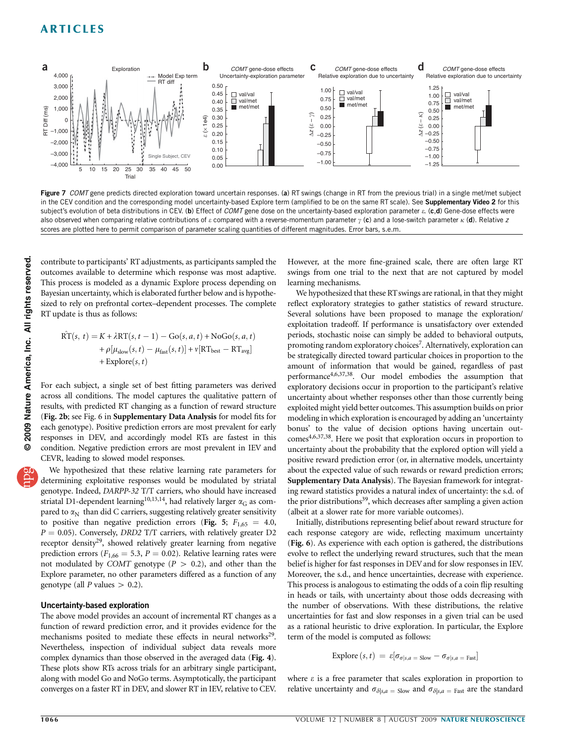**Figure 7** *COMT* gene predicts directed exploration toward uncertain responses. (**a**) RT swings (change in RT from the previous trial) in a single met/met subject in the CEV condition and the corresponding model uncertainty-based Explore term (amplified to be on the same RT scale). See **Supplementary Video 2** for this subject's evolution of beta distributions in CEV. (**b**) Effect of *COMT* gene dose on the uncertainty-based exploration parameter $\varepsilon$. (**c**,**d**) Gene-dose effects were also observed when comparing relative contributions of $\varepsilon$ compared with a reverse-momentum parameter $\gamma$ (**c**) and a lose-switch parameter $\kappa$ (**d**). Relative *z* scores are plotted here to permit comparison of parameter scaling quantities of different magnitudes. Error bars, s.e.m.

contribute to participants' RT adjustments, as participants sampled the outcomes available to determine which response was most adaptive. This process is modeled as a dynamic Explore process depending on Bayesian uncertainty, which is elaborated further below and is hypothesized to rely on prefrontal cortex–dependent processes. The complete RT update is thus as follows:

$$\hat{\mathrm{RT}}(s,t) = K + \lambda \mathrm{RT}(s,t-1) - \mathrm{Go}(s,a,t) + \mathrm{NoGo}(s,a,t) + \rho[\mu_{\mathrm{slow}}(s,t) - \mu_{\mathrm{fast}}(s,t)] + \nu[\mathrm{RT}_{\mathrm{best}} - \mathrm{RT}_{\mathrm{avg}}] + \mathrm{Explore}(s,t)$$

For each subject, a single set of best fitting parameters was derived across all conditions. The model captures the qualitative pattern of results, with predicted RT changing as a function of reward structure (**Fig. 2b**; see Fig. 6 in **Supplementary Data Analysis** for model fits for each genotype). Positive prediction errors are most prevalent for early responses in DEV, and accordingly model RTs are fastest in this condition. Negative prediction errors are most prevalent in IEV and CEVR, leading to slowed model responses.

We hypothesized that these relative learning rate parameters for determining exploitative responses would be modulated by striatal genotype. Indeed, *DARPP-32* T/T carriers, who should have increased striatal D1-dependent learning[10,13,14], had relatively larger $\alpha_G$ as compared to $\alpha_N$ than did C carriers, suggesting relatively greater sensitivity to positive than negative prediction errors (**Fig. 5**; $F_{1,65} = 4.0$, $P = 0.05$). Conversely, *DRD2* T/T carriers, with relatively greater D2 receptor density[29], showed relatively greater learning from negative prediction errors ($F_{1,66} = 5.3$, $P = 0.02$). Relative learning rates were not modulated by *COMT* genotype ($P > 0.2$), and other than the Explore parameter, no other parameters differed as a function of any genotype (all $P$ values $> 0.2$).

### Uncertainty-based exploration

The above model provides an account of incremental RT changes as a function of reward prediction error, and it provides evidence for the mechanisms posited to mediate these effects in neural networks[29]. Nevertheless, inspection of individual subject data reveals more complex dynamics than those observed in the averaged data (**Fig. 4**). These plots show RTs across trials for an arbitrary single participant, along with model Go and NoGo terms. Asymptotically, the participant converges on a faster RT in DEV, and slower RT in IEV, relative to CEV. However, at the more fine-grained scale, there are often large RT swings from one trial to the next that are not captured by model learning mechanisms.

We hypothesized that these RT swings are rational, in that they might reflect exploratory strategies to gather statistics of reward structure. Several solutions have been proposed to manage the exploration/exploitation tradeoff. If performance is unsatisfactory over extended periods, stochastic noise can simply be added to behavioral outputs, promoting random exploratory choices[7]. Alternatively, exploration can be strategically directed toward particular choices in proportion to the amount of information that would be gained, regardless of past performance[4,6,37,38]. Our model embodies the assumption that exploratory decisions occur in proportion to the participant's relative uncertainty about whether responses other than those currently being exploited might yield better outcomes. This assumption builds on prior modeling in which exploration is encouraged by adding an 'uncertainty bonus' to the value of decision options having uncertain outcomes[4,6,37,38]. Here we posit that exploration occurs in proportion to uncertainty about the probability that the explored option will yield a positive reward prediction error (or, in alternative models, uncertainty about the expected value of such rewards or reward prediction errors; **Supplementary Data Analysis**). The Bayesian framework for integrating reward statistics provides a natural index of uncertainty: the s.d. of the prior distributions[39], which decreases after sampling a given action (albeit at a slower rate for more variable outcomes).

Initially, distributions representing belief about reward structure for each response category are wide, reflecting maximum uncertainty (**Fig. 6**). As experience with each option is gathered, the distributions evolve to reflect the underlying reward structures, such that the mean belief is higher for fast responses in DEV and for slow responses in IEV. Moreover, the s.d., and hence uncertainties, decrease with experience. This process is analogous to estimating the odds of a coin flip resulting in heads or tails, with uncertainty about those odds decreasing with the number of observations. With these distributions, the relative uncertainties for fast and slow responses in a given trial can be used as a rational heuristic to drive exploration. In particular, the Explore term of the model is computed as follows:

$$\mathrm{Explore}(s,t) = \varepsilon[\sigma_{\sigma|s,a=\mathrm{Slow}} - \sigma_{\sigma|s,a=\mathrm{Fast}}]$$

where $\varepsilon$ is a free parameter that scales exploration in proportion to relative uncertainty and $\sigma_{\delta|s,a=\mathrm{Slow}}$ and $\sigma_{\delta|s,a=\mathrm{Fast}}$ are the standard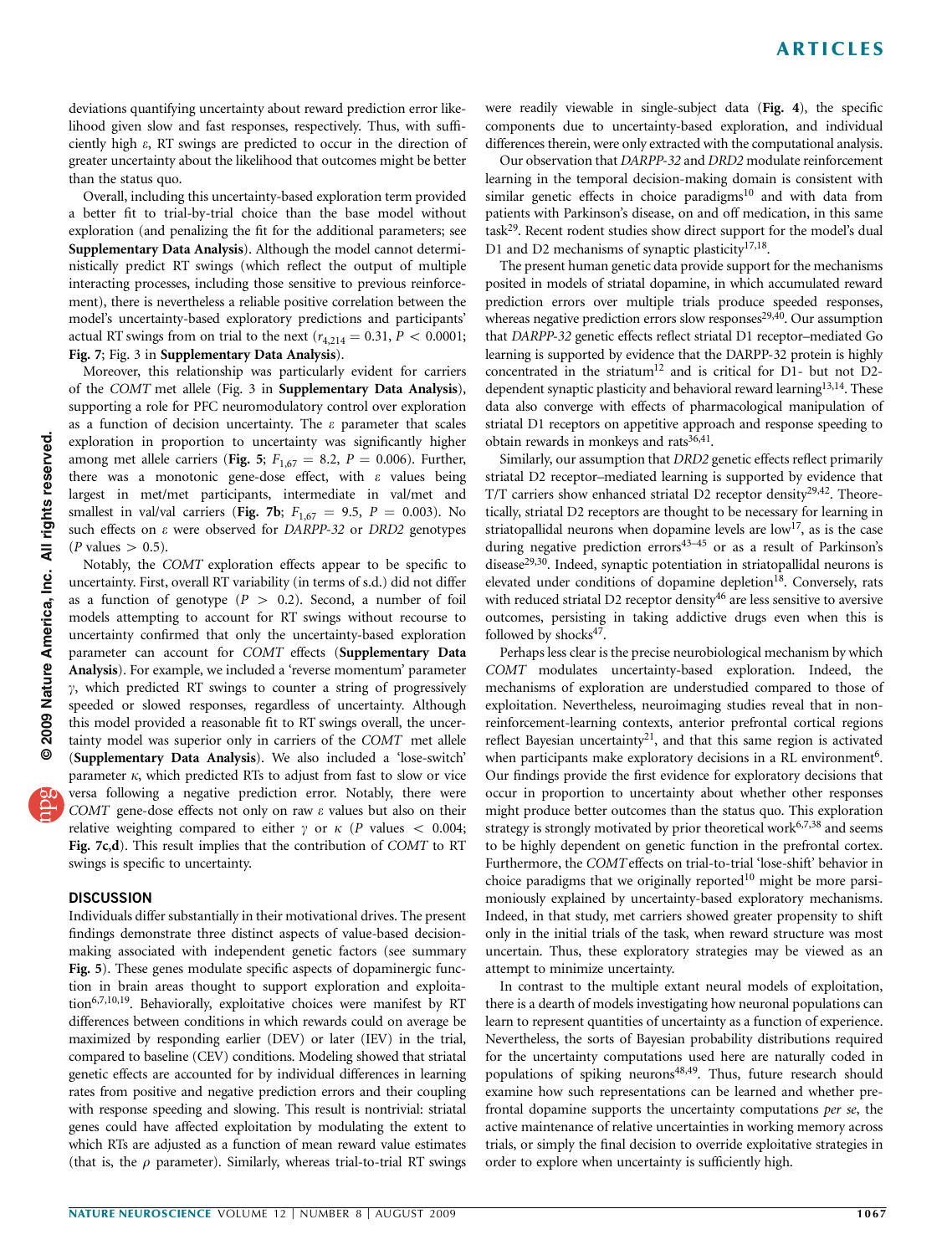deviations quantifying uncertainty about reward prediction error likelihood given slow and fast responses, respectively. Thus, with sufficiently high $\varepsilon$, RT swings are predicted to occur in the direction of greater uncertainty about the likelihood that outcomes might be better than the status quo.

Overall, including this uncertainty-based exploration term provided a better fit to trial-by-trial choice than the base model without exploration (and penalizing the fit for the additional parameters; see **Supplementary Data Analysis**). Although the model cannot deterministically predict RT swings (which reflect the output of multiple interacting processes, including those sensitive to previous reinforcement), there is nevertheless a reliable positive correlation between the model's uncertainty-based exploratory predictions and participants' actual RT swings from trial to the next ($r_{4,214} = 0.31$, $P < 0.0001$; **Fig. 7**; Fig. 3 in **Supplementary Data Analysis**).

Moreover, this relationship was particularly evident for carriers of the *COMT* met allele (Fig. 3 in **Supplementary Data Analysis**), supporting a role for PFC neuromodulatory control over exploration as a function of decision uncertainty. The $\varepsilon$ parameter that scales exploration in proportion to uncertainty was significantly higher among met allele carriers (**Fig. 5**; $F_{1,67} = 8.2$, $P = 0.006$). Further, there was a monotonic gene-dose effect, with $\varepsilon$ values being largest in met/met participants, intermediate in val/met and smallest in val/val carriers (**Fig. 7b**; $F_{1,67} = 9.5$, $P = 0.003$). No such effects on $\varepsilon$ were observed for *DARPP-32* or *DRD2* genotypes ($P$ values $> 0.5$).

Notably, the *COMT* exploration effects appear to be specific to uncertainty. First, overall RT variability (in terms of s.d.) did not differ as a function of genotype ($P > 0.2$). Second, a number of foil models attempting to account for RT swings without recourse to uncertainty confirmed that only the uncertainty-based exploration parameter can account for *COMT* effects (**Supplementary Data Analysis**). For example, we included a 'reverse momentum' parameter $\gamma$, which predicted RT swings to counter a string of progressively speeded or slowed responses, regardless of uncertainty. Although this model provided a reasonable fit to RT swings overall, the uncertainty model was superior only in carriers of the *COMT* met allele (**Supplementary Data Analysis**). We also included a 'lose-switch' parameter $\kappa$, which predicted RTs to adjust from fast to slow or vice versa following a negative prediction error. Notably, there were *COMT* gene-dose effects not only on raw $\varepsilon$ values but also on their relative weighting compared to either $\gamma$ or $\kappa$ ($P$ values $< 0.004$; **Fig. 7c,d**). This result implies that the contribution of *COMT* to RT swings is specific to uncertainty.

## DISCUSSION

Individuals differ substantially in their motivational drives. The present findings demonstrate three distinct aspects of value-based decision-making associated with independent genetic factors (see summary **Fig. 5**). These genes modulate specific aspects of dopaminergic function in brain areas thought to support exploration and exploitation[6,7,10,19]. Behaviorally, exploitative choices were manifest by RT differences between conditions in which rewards could on average be maximized by responding earlier (DEV) or later (IEV) in the trial, compared to baseline (CEV) conditions. Modeling showed that striatal genetic effects are accounted for by individual differences in learning rates from positive and negative prediction errors and their coupling with response speeding and slowing. This result is nontrivial: striatal genes could have affected exploitation by modulating the extent to which RTs are adjusted as a function of mean reward value estimates (that is, the $\rho$ parameter). Similarly, whereas trial-to-trial RT swings were readily viewable in single-subject data (**Fig. 4**), the specific components due to uncertainty-based exploration, and individual differences therein, were only extracted with the computational analysis.

Our observation that *DARPP-32* and *DRD2* modulate reinforcement learning in the temporal decision-making domain is consistent with similar genetic effects in choice paradigms[10] and with data from patients with Parkinson's disease, on and off medication, in this same task[29]. Recent rodent studies show direct support for the model's dual D1 and D2 mechanisms of synaptic plasticity[17,18].

The present human genetic data provide support for the mechanisms posited in models of striatal dopamine, in which accumulated reward prediction errors over multiple trials produce speeded responses, whereas negative prediction errors slow responses[29,40]. Our assumption that *DARPP-32* genetic effects reflect striatal D1 receptor–mediated Go learning is supported by evidence that the DARPP-32 protein is highly concentrated in the striatum[12] and is critical for D1- but not D2-dependent synaptic plasticity and behavioral reward learning[13,14]. These data also converge with effects of pharmacological manipulation of striatal D1 receptors on appetitive approach and response speeding to obtain rewards in monkeys and rats[36,41].

Similarly, our assumption that *DRD2* genetic effects reflect primarily striatal D2 receptor–mediated learning is supported by evidence that T/T carriers show enhanced striatal D2 receptor density[29,42]. Theoretically, striatal D2 receptors are thought to be necessary for learning in striatopallidal neurons when dopamine levels are low[17], as is the case during negative prediction errors[43–45] or as a result of Parkinson's disease[29,30]. Indeed, synaptic potentiation in striatopallidal neurons is elevated under conditions of dopamine depletion[18]. Conversely, rats with reduced striatal D2 receptor density[46] are less sensitive to aversive outcomes, persisting in taking addictive drugs even when this is followed by shocks[47].

Perhaps less clear is the precise neurobiological mechanism by which *COMT* modulates uncertainty-based exploration. Indeed, the mechanisms of exploration are understudied compared to those of exploitation. Nevertheless, neuroimaging studies reveal that in non-reinforcement-learning contexts, anterior prefrontal cortical regions reflect Bayesian uncertainty[21], and that this same region is activated when participants make exploratory decisions in a RL environment[6]. Our findings provide the first evidence for exploratory decisions that occur in proportion to uncertainty about whether other responses might produce better outcomes than the status quo. This exploration strategy is strongly motivated by prior theoretical work[6,7,38] and seems to be highly dependent on genetic function in the prefrontal cortex. Furthermore, the *COMT* effects on trial-to-trial 'lose-shift' behavior in choice paradigms that we originally reported[10] might be more parsimoniously explained by uncertainty-based exploratory mechanisms. Indeed, in that study, met carriers showed greater propensity to shift only in the initial trials of the task, when reward structure was most uncertain. Thus, these exploratory strategies may be viewed as an attempt to minimize uncertainty.

In contrast to the multiple extant neural models of exploitation, there is a dearth of models investigating how neuronal populations can learn to represent quantities of uncertainty as a function of experience. Nevertheless, the sorts of Bayesian probability distributions required for the uncertainty computations used here are naturally coded in populations of spiking neurons[48,49]. Thus, future research should examine how such representations can be learned and whether prefrontal dopamine supports the uncertainty computations *per se*, the active maintenance of relative uncertainties in working memory across trials, or simply the final decision to override exploitative strategies in order to explore when uncertainty is sufficiently high.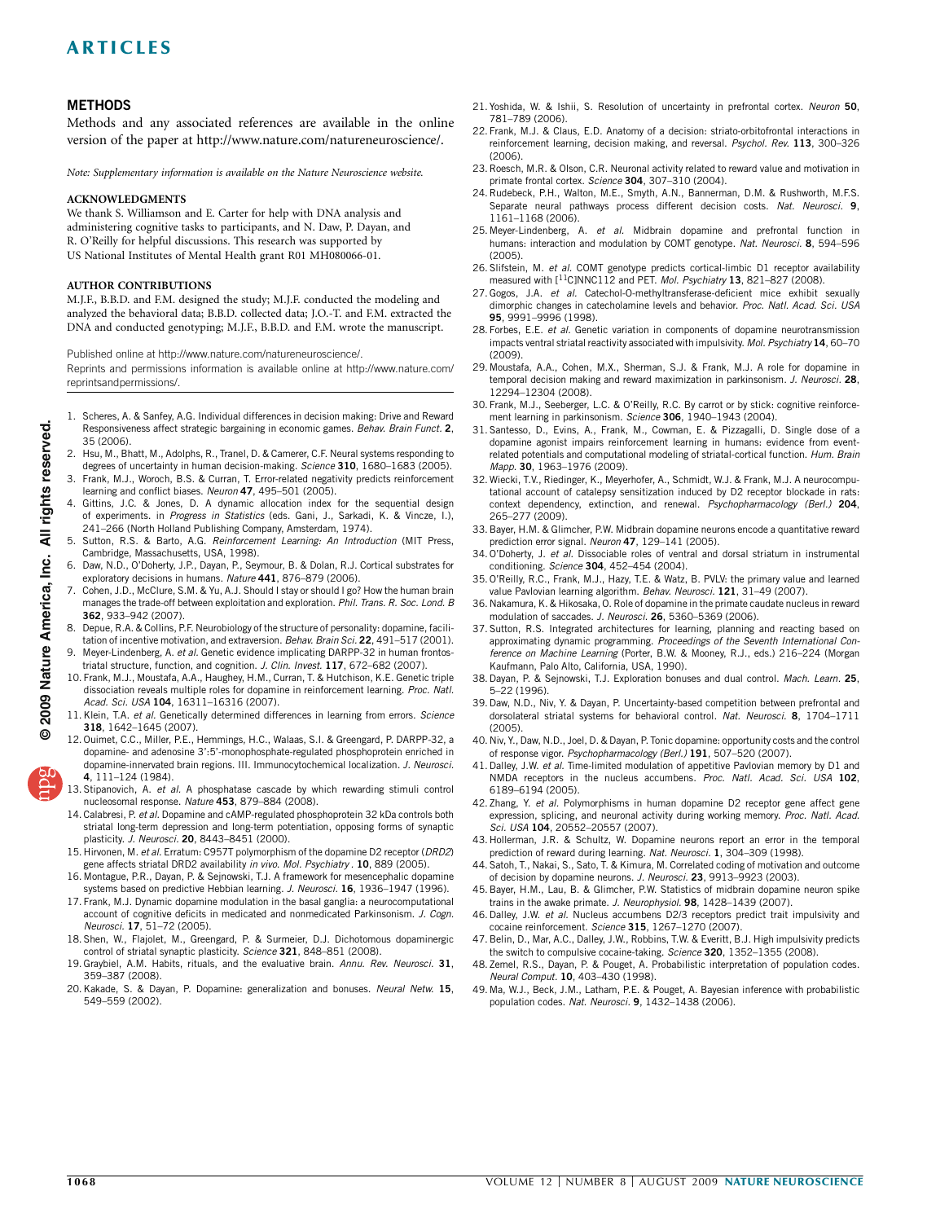## METHODS

Methods and any associated references are available in the online version of the paper at http://www.nature.com/natureneuroscience/.

*Note: Supplementary information is available on the Nature Neuroscience website.*

#### ACKNOWLEDGMENTS

We thank S. Williamson and E. Carter for help with DNA analysis and administering cognitive tasks to participants, and N. Daw, P. Dayan, and R. O'Reilly for helpful discussions. This research was supported by US National Institutes of Mental Health grant R01 MH080066-01.

#### AUTHOR CONTRIBUTIONS

M.J.F., B.B.D. and F.M. designed the study; M.J.F. conducted the modeling and analyzed the behavioral data; B.B.D. collected data; J.O.-T. and F.M. extracted the DNA and conducted genotyping; M.J.F., B.B.D. and F.M. wrote the manuscript.

Published online at http://www.nature.com/natureneuroscience/.
Reprints and permissions information is available online at http://www.nature.com/reprintsandpermissions/.

1. Scheres, A. & Sanfey, A.G. Individual differences in decision making: Drive and Reward Responsiveness affect strategic bargaining in economic games. *Behav. Brain Funct.* **2**, 35 (2006).
2. Hsu, M., Bhatt, M., Adolphs, R., Tranel, D. & Camerer, C.F. Neural systems responding to degrees of uncertainty in human decision-making. *Science* **310**, 1680–1683 (2005).
3. Frank, M.J., Woroch, B.S. & Curran, T. Error-related negativity predicts reinforcement learning and conflict biases. *Neuron* **47**, 495–501 (2005).
4. Gittins, J.C. & Jones, D. A dynamic allocation index for the sequential design of experiments. in *Progress in Statistics* (eds. Gani, J., Sarkadi, K. & Vincze, I.), 241–266 (North Holland Publishing Company, Amsterdam, 1974).
5. Sutton, R.S. & Barto, A.G. *Reinforcement Learning: An Introduction* (MIT Press, Cambridge, Massachusetts, USA, 1998).
6. Daw, N.D., O'Doherty, J.P., Dayan, P., Seymour, B. & Dolan, R.J. Cortical substrates for exploratory decisions in humans. *Nature* **441**, 876–879 (2006).
7. Cohen, J.D., McClure, S.M. & Yu, A.J. Should I stay or should I go? How the human brain manages the trade-off between exploitation and exploration. *Phil. Trans. R. Soc. Lond. B* **362**, 933–942 (2007).
8. Depue, R.A. & Collins, P.F. Neurobiology of the structure of personality: dopamine, facilitation of incentive motivation, and extraversion. *Behav. Brain Sci.* **22**, 491–517 (2001).
9. Meyer-Lindenberg, A. *et al.* Genetic evidence implicating DARPP-32 in human frontostriatal structure, function, and cognition. *J. Clin. Invest.* **117**, 672–682 (2007).
10. Frank, M.J., Moustafa, A.A., Haughey, H.M., Curran, T. & Hutchison, K.E. Genetic triple dissociation reveals multiple roles for dopamine in reinforcement learning. *Proc. Natl. Acad. Sci. USA* **104**, 16311–16316 (2007).
11. Klein, T.A. *et al.* Genetically determined differences in learning from errors. *Science* **318**, 1642–1645 (2007).
12. Ouimet, C.C., Miller, P.E., Hemmings, H.C., Walaas, S.I. & Greengard, P. DARPP-32, a dopamine- and adenosine 3':5'-monophosphate-regulated phosphoprotein enriched in dopamine-innervated brain regions. III. Immunocytochemical localization. *J. Neurosci.* **4**, 111–124 (1984).
13. Stipanovich, A. *et al.* A phosphatase cascade by which rewarding stimuli control nucleosomal response. *Nature* **453**, 879–884 (2008).
14. Calabresi, P. *et al.* Dopamine and cAMP-regulated phosphoprotein 32 kDa controls both striatal long-term depression and long-term potentiation, opposing forms of synaptic plasticity. *J. Neurosci.* **20**, 8443–8451 (2000).
15. Hirvonen, M. *et al.* Erratum: C957T polymorphism of the dopamine D2 receptor (*DRD2*) gene affects striatal DRD2 availability *in vivo*. *Mol. Psychiatry*. **10**, 889 (2005).
16. Montague, P.R., Dayan, P. & Sejnowski, T.J. A framework for mesencephalic dopamine systems based on predictive Hebbian learning. *J. Neurosci.* **16**, 1936–1947 (1996).
17. Frank, M.J. Dynamic dopamine modulation in the basal ganglia: a neurocomputational account of cognitive deficits in medicated and nonmedicated Parkinsonism. *J. Cogn. Neurosci.* **17**, 51–72 (2005).
18. Shen, W., Flajolet, M., Greengard, P. & Surmeier, D.J. Dichotomous dopaminergic control of striatal synaptic plasticity. *Science* **321**, 848–851 (2008).
19. Graybiel, A.M. Habits, rituals, and the evaluative brain. *Annu. Rev. Neurosci.* **31**, 359–387 (2008).
20. Kakade, S. & Dayan, P. Dopamine: generalization and bonuses. *Neural Netw.* **15**, 549–559 (2002).
21. Yoshida, W. & Ishii, S. Resolution of uncertainty in prefrontal cortex. *Neuron* **50**, 781–789 (2006).
22. Frank, M.J. & Claus, E.D. Anatomy of a decision: striato-orbitofrontal interactions in reinforcement learning, decision making, and reversal. *Psychol. Rev.* **113**, 300–326 (2006).
23. Roesch, M.R. & Olson, C.R. Neuronal activity related to reward value and motivation in primate frontal cortex. *Science* **304**, 307–310 (2004).
24. Rudebeck, P.H., Walton, M.E., Smyth, A.N., Bannerman, D.M. & Rushworth, M.F.S. Separate neural pathways process different decision costs. *Nat. Neurosci.* **9**, 1161–1168 (2006).
25. Meyer-Lindenberg, A. *et al.* Midbrain dopamine and prefrontal function in humans: interaction and modulation by COMT genotype. *Nat. Neurosci.* **8**, 594–596 (2005).
26. Slifstein, M. *et al.* COMT genotype predicts cortical-limbic D1 receptor availability measured with [$^{11}$C]NNC112 and PET. *Mol. Psychiatry* **13**, 821–827 (2008).
27. Gogos, J.A. *et al.* Catechol-O-methyltransferase-deficient mice exhibit sexually dimorphic changes in catecholamine levels and behavior. *Proc. Natl. Acad. Sci. USA* **95**, 9991–9996 (1998).
28. Forbes, E.E. *et al.* Genetic variation in components of dopamine neurotransmission impacts ventral striatal reactivity associated with impulsivity. *Mol. Psychiatry* **14**, 60–70 (2009).
29. Moustafa, A.A., Cohen, M.X., Sherman, S.J. & Frank, M.J. A role for dopamine in temporal decision making and reward maximization in parkinsonism. *J. Neurosci.* **28**, 12294–12304 (2008).
30. Frank, M.J., Seeberger, L.C. & O'Reilly, R.C. By carrot or by stick: cognitive reinforcement learning in parkinsonism. *Science* **306**, 1940–1943 (2004).
31. Santesso, D., Evins, A., Frank, M., Cowman, E. & Pizzagalli, D. Single dose of a dopamine agonist impairs reinforcement learning in humans: evidence from event-related potentials and computational modeling of striatal-cortical function. *Hum. Brain Mapp.* **30**, 1963–1976 (2009).
32. Wiecki, T.V., Riedinger, K., Meyerhofer, A., Schmidt, W.J. & Frank, M.J. A neurocomputational account of catalepsy sensitization induced by D2 receptor blockade in rats: context dependency, extinction, and renewal. *Psychopharmacology (Berl.)* **204**, 265–277 (2009).
33. Bayer, H.M. & Glimcher, P.W. Midbrain dopamine neurons encode a quantitative reward prediction error signal. *Neuron* **47**, 129–141 (2005).
34. O'Doherty, J. *et al.* Dissociable roles of ventral and dorsal striatum in instrumental conditioning. *Science* **304**, 452–454 (2004).
35. O'Reilly, R.C., Frank, M.J., Hazy, T.E. & Watz, B. PVLV: the primary value and learned value Pavlovian learning algorithm. *Behav. Neurosci.* **121**, 31–49 (2007).
36. Nakamura, K. & Hikosaka, O. Role of dopamine in the primate caudate nucleus in reward modulation of saccades. *J. Neurosci.* **26**, 5360–5369 (2006).
37. Sutton, R.S. Integrated architectures for learning, planning and reacting based on approximating dynamic programming. *Proceedings of the Seventh International Conference on Machine Learning* (Porter, B.W. & Mooney, R.J., eds.) 216–224 (Morgan Kaufmann, Palo Alto, California, USA, 1990).
38. Dayan, P. & Sejnowski, T.J. Exploration bonuses and dual control. *Mach. Learn.* **25**, 5–22 (1996).
39. Daw, N.D., Niv, Y. & Dayan, P. Uncertainty-based competition between prefrontal and dorsolateral striatal systems for behavioral control. *Nat. Neurosci.* **8**, 1704–1711 (2005).
40. Niv, Y., Daw, N.D., Joel, D. & Dayan, P. Tonic dopamine: opportunity costs and the control of response vigor. *Psychopharmacology (Berl.)* **191**, 507–520 (2007).
41. Dalley, J.W. *et al.* Time-limited modulation of appetitive Pavlovian memory by D1 and NMDA receptors in the nucleus accumbens. *Proc. Natl. Acad. Sci. USA* **102**, 6189–6194 (2005).
42. Zhang, Y. *et al.* Polymorphisms in human dopamine D2 receptor gene affect gene expression, splicing, and neuronal activity during working memory. *Proc. Natl. Acad. Sci. USA* **104**, 20552–20557 (2007).
43. Hollerman, J.R. & Schultz, W. Dopamine neurons report an error in the temporal prediction of reward during learning. *Nat. Neurosci.* **1**, 304–309 (1998).
44. Satoh, T., Nakai, S., Sato, T. & Kimura, M. Correlated coding of motivation and outcome of decision by dopamine neurons. *J. Neurosci.* **23**, 9913–9923 (2003).
45. Bayer, H.M., Lau, B. & Glimcher, P.W. Statistics of midbrain dopamine neuron spike trains in the awake primate. *J. Neurophysiol.* **98**, 1428–1439 (2007).
46. Dalley, J.W. *et al.* Nucleus accumbens D2/3 receptors predict trait impulsivity and cocaine reinforcement. *Science* **315**, 1267–1270 (2007).
47. Belin, D., Mar, A.C., Dalley, J.W., Robbins, T.W. & Everitt, B.J. High impulsivity predicts the switch to compulsive cocaine-taking. *Science* **320**, 1352–1355 (2008).
48. Zemel, R.S., Dayan, P. & Pouget, A. Probabilistic interpretation of population codes. *Neural Comput.* **10**, 403–430 (1998).
49. Ma, W.J., Beck, J.M., Latham, P.E. & Pouget, A. Bayesian inference with probabilistic population codes. *Nat. Neurosci.* **9**, 1432–1438 (2006).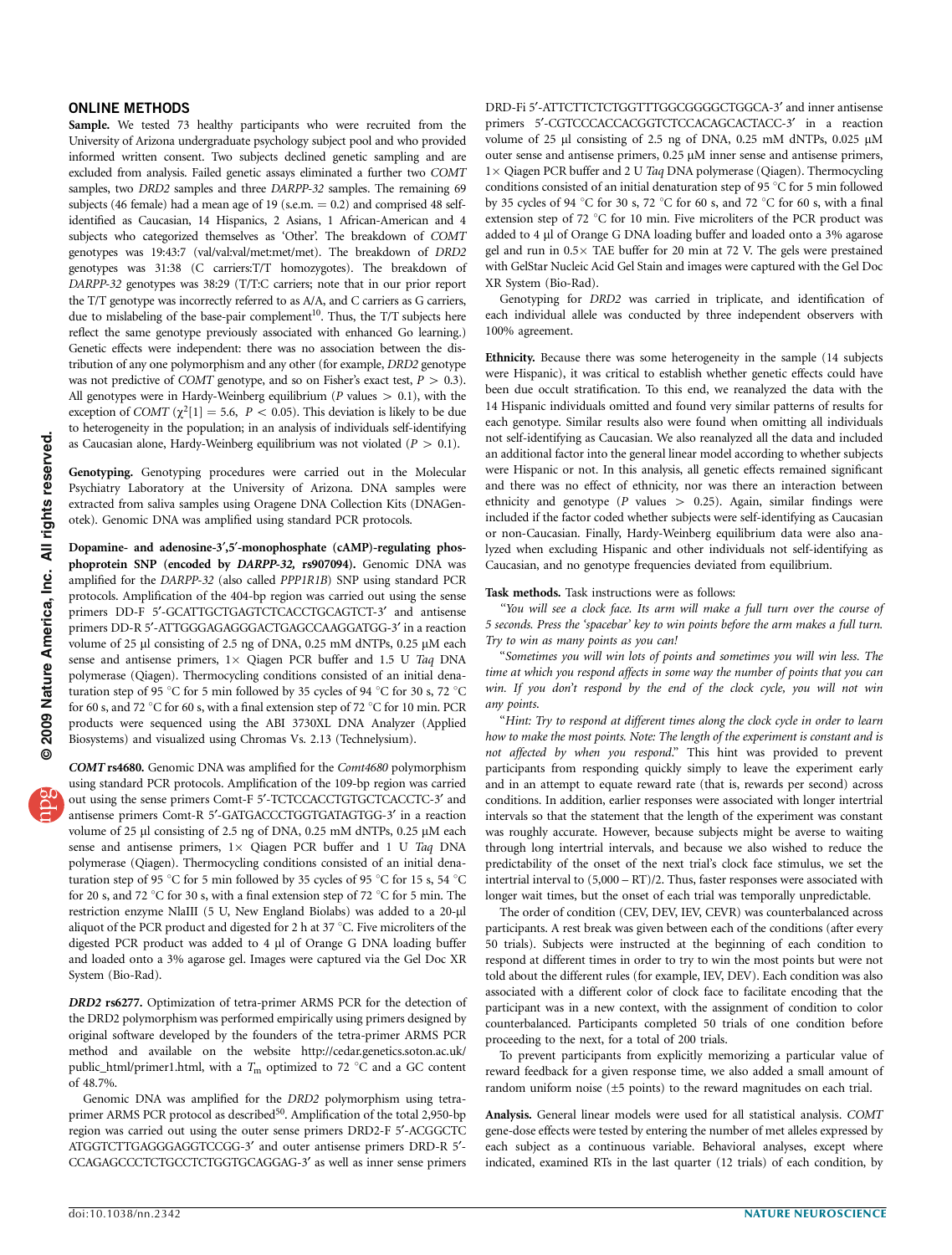## ONLINE METHODS

**Sample.** We tested 73 healthy participants who were recruited from the University of Arizona undergraduate psychology subject pool and who provided informed written consent. Two subjects declined genetic sampling and are excluded from analysis. Failed genetic assays eliminated a further two *COMT* samples, two *DRD2* samples and three *DARPP-32* samples. The remaining 69 subjects (46 female) had a mean age of 19 (s.e.m. = 0.2) and comprised 48 self-identified as Caucasian, 14 Hispanics, 2 Asians, 1 African-American and 4 subjects who categorized themselves as 'Other'. The breakdown of *COMT* genotypes was 19:43:7 (val/val:val/met:met/met). The breakdown of *DRD2* genotypes was 31:38 (C carriers:T/T homozygotes). The breakdown of *DARPP-32* genotypes was 38:29 (T/T:C carriers; note that in our prior report the T/T genotype was incorrectly referred to as A/A, and C carriers as G carriers, due to mislabeling of the base-pair complement[10]. Thus, the T/T subjects here reflect the same genotype previously associated with enhanced Go learning.) Genetic effects were independent: there was no association between the distribution of any one polymorphism and any other (for example, *DRD2* genotype was not predictive of *COMT* genotype, and so on Fisher's exact test, $P > 0.3$). All genotypes were in Hardy-Weinberg equilibrium ($P$ values $> 0.1$), with the exception of *COMT* ($\chi^2[1] = 5.6$, $P < 0.05$). This deviation is likely to be due to heterogeneity in the population; in an analysis of individuals self-identifying as Caucasian alone, Hardy-Weinberg equilibrium was not violated ($P > 0.1$).

**Genotyping.** Genotyping procedures were carried out in the Molecular Psychiatry Laboratory at the University of Arizona. DNA samples were extracted from saliva samples using Oragene DNA Collection Kits (DNAGenotek). Genomic DNA was amplified using standard PCR protocols.

**Dopamine- and adenosine-3′,5′-monophosphate (cAMP)-regulating phosphoprotein SNP (encoded by *DARPP-32*, rs907094).** Genomic DNA was amplified for the *DARPP-32* (also called *PPP1R1B*) SNP using standard PCR protocols. Amplification of the 404-bp region was carried out using the sense primers DD-F 5′-GCATTGCTGAGTCTCACCTGCAGTCT-3′ and antisense primers DD-R 5′-ATTGGGAGAGGGACTGAGCCAAGGATGG-3′ in a reaction volume of 25 μl consisting of 2.5 ng of DNA, 0.25 mM dNTPs, 0.25 μM each sense and antisense primers, 1× Qiagen PCR buffer and 1.5 U *Taq* DNA polymerase (Qiagen). Thermocycling conditions consisted of an initial denaturation step of 95 °C for 5 min followed by 35 cycles of 94 °C for 30 s, 72 °C for 60 s, and 72 °C for 60 s, with a final extension step of 72 °C for 10 min. PCR products were sequenced using the ABI 3730XL DNA Analyzer (Applied Biosystems) and visualized using Chromas Vs. 2.13 (Technelysium).

***COMT* rs4680.** Genomic DNA was amplified for the *Comt4680* polymorphism using standard PCR protocols. Amplification of the 109-bp region was carried out using the sense primers Comt-F 5′-TCTCCACCTGTGCTCACCTC-3′ and antisense primers Comt-R 5′-GATGACCCTGGTGATAGTGG-3′ in a reaction volume of 25 μl consisting of 2.5 ng of DNA, 0.25 mM dNTPs, 0.25 μM each sense and antisense primers, 1× Qiagen PCR buffer and 1 U *Taq* DNA polymerase (Qiagen). Thermocycling conditions consisted of an initial denaturation step of 95 °C for 5 min followed by 35 cycles of 95 °C for 15 s, 54 °C for 20 s, and 72 °C for 30 s, with a final extension step of 72 °C for 5 min. The restriction enzyme NlaIII (5 U, New England Biolabs) was added to a 20-μl aliquot of the PCR product and digested for 2 h at 37 °C. Five microliters of the digested PCR product was added to 4 μl of Orange G DNA loading buffer and loaded onto a 3% agarose gel. Images were captured via the Gel Doc XR System (Bio-Rad).

***DRD2* rs6277.** Optimization of tetra-primer ARMS PCR for the detection of the DRD2 polymorphism was performed empirically using primers designed by original software developed by the founders of the tetra-primer ARMS PCR method and available on the website http://cedar.genetics.soton.ac.uk/public_html/primer1.html, with a $T_m$ optimized to 72 °C and a GC content of 48.7%.

Genomic DNA was amplified for the *DRD2* polymorphism using tetra-primer ARMS PCR protocol as described[50]. Amplification of the total 2,950-bp region was carried out using the outer sense primers DRD2-F 5′-ACGGCTCATGGTCTTGAGGGAGGTCCGG-3′ and outer antisense primers DRD-R 5′-CCAGAGCCCTCTGCCTCTGGTGCAGGAG-3′ as well as inner sense primers DRD-Fi 5′-ATTCTTCTCTGGTTTGGCGGGGCTGGCA-3′ and inner antisense primers 5′-CGTCCCACCACGGTCTCCACAGCACTACC-3′ in a reaction volume of 25 μl consisting of 2.5 ng of DNA, 0.25 mM dNTPs, 0.025 μM outer sense and antisense primers, 0.25 μM inner sense and antisense primers, 1× Qiagen PCR buffer and 2 U *Taq* DNA polymerase (Qiagen). Thermocycling conditions consisted of an initial denaturation step of 95 °C for 5 min followed by 35 cycles of 94 °C for 30 s, 72 °C for 60 s, and 72 °C for 60 s, with a final extension step of 72 °C for 10 min. Five microliters of the PCR product was added to 4 μl of Orange G DNA loading buffer and loaded onto a 3% agarose gel and run in 0.5× TAE buffer for 20 min at 72 V. The gels were prestained with GelStar Nucleic Acid Gel Stain and images were captured with the Gel Doc XR System (Bio-Rad).

Genotyping for *DRD2* was carried in triplicate, and identification of each individual allele was conducted by three independent observers with 100% agreement.

**Ethnicity.** Because there was some heterogeneity in the sample (14 subjects were Hispanic), it was critical to establish whether genetic effects could have been due occult stratification. To this end, we reanalyzed the data with the 14 Hispanic individuals omitted and found very similar patterns of results for each genotype. Similar results also were found when omitting all individuals not self-identifying as Caucasian. We also reanalyzed all the data and included an additional factor into the general linear model according to whether subjects were Hispanic or not. In this analysis, all genetic effects remained significant and there was no effect of ethnicity, nor was there an interaction between ethnicity and genotype ($P$ values $> 0.25$). Again, similar findings were included if the factor coded whether subjects were self-identifying as Caucasian or non-Caucasian. Finally, Hardy-Weinberg equilibrium data were also analyzed when excluding Hispanic and other individuals not self-identifying as Caucasian, and no genotype frequencies deviated from equilibrium.

**Task methods.** Task instructions were as follows:

"*You will see a clock face. Its arm will make a full turn over the course of 5 seconds. Press the 'spacebar' key to win points before the arm makes a full turn. Try to win as many points as you can!*

"*Sometimes you will win lots of points and sometimes you will win less. The time at which you respond affects in some way the number of points that you can win. If you don't respond by the end of the clock cycle, you will not win any points.*

"*Hint: Try to respond at different times along the clock cycle in order to learn how to make the most points. Note: The length of the experiment is constant and is not affected by when you respond.*" This hint was provided to prevent participants from responding quickly simply to leave the experiment early and in an attempt to equate reward rate (that is, rewards per second) across conditions. In addition, earlier responses were associated with longer intertrial intervals so that the statement that the length of the experiment was constant was roughly accurate. However, because subjects might be averse to waiting through long intertrial intervals, and because we also wished to reduce the predictability of the onset of the next trial's clock face stimulus, we set the intertrial interval to (5,000 – RT)/2. Thus, faster responses were associated with longer wait times, but the onset of each trial was temporally unpredictable.

The order of condition (CEV, DEV, IEV, CEVR) was counterbalanced across participants. A rest break was given between each of the conditions (after every 50 trials). Subjects were instructed at the beginning of each condition to respond at different times in order to try to win the most points but were not told about the different rules (for example, IEV, DEV). Each condition was also associated with a different color of clock face to facilitate encoding that the participant was in a new context, with the assignment of condition to color counterbalanced. Participants completed 50 trials of one condition before proceeding to the next, for a total of 200 trials.

To prevent participants from explicitly memorizing a particular value of reward feedback for a given response time, we also added a small amount of random uniform noise (±5 points) to the reward magnitudes on each trial.

**Analysis.** General linear models were used for all statistical analysis. *COMT* gene-dose effects were tested by entering the number of met alleles expressed by each subject as a continuous variable. Behavioral analyses, except where indicated, examined RTs in the last quarter (12 trials) of each condition, by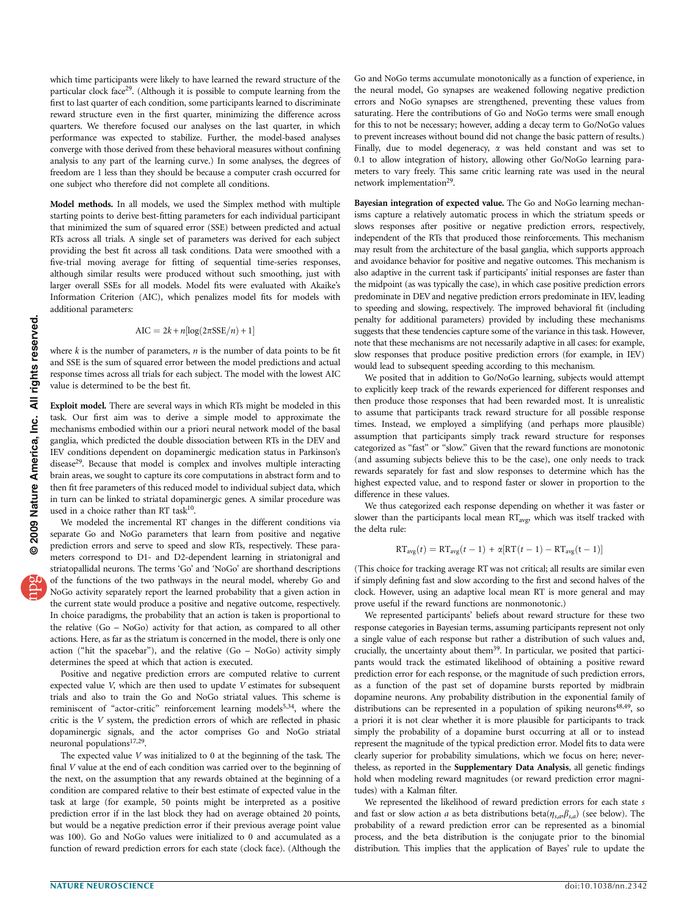which time participants were likely to have learned the reward structure of the particular clock face[29]. (Although it is possible to compute learning from the first to last quarter of each condition, some participants learned to discriminate reward structure even in the first quarter, minimizing the difference across quarters. We therefore focused our analyses on the last quarter, in which performance was expected to stabilize. Further, the model-based analyses converge with those derived from these behavioral measures without confining analysis to any part of the learning curve.) In some analyses, the degrees of freedom are 1 less than they should be because a computer crash occurred for one subject who therefore did not complete all conditions.

**Model methods.** In all models, we used the Simplex method with multiple starting points to derive best-fitting parameters for each individual participant that minimized the sum of squared error (SSE) between predicted and actual RTs across all trials. A single set of parameters was derived for each subject providing the best fit across all task conditions. Data were smoothed with a five-trial moving average for fitting of sequential time-series responses, although similar results were produced without such smoothing, just with larger overall SSEs for all models. Model fits were evaluated with Akaike's Information Criterion (AIC), which penalizes model fits for models with additional parameters:

$$\mathrm{AIC} = 2k + n[\log(2\pi\mathrm{SSE}/n) + 1]$$

where $k$ is the number of parameters, $n$ is the number of data points to be fit and SSE is the sum of squared error between the model predictions and actual response times across all trials for each subject. The model with the lowest AIC value is determined to be the best fit.

**Exploit model.** There are several ways in which RTs might be modeled in this task. Our first aim was to derive a simple model to approximate the mechanisms embodied within our a priori neural network model of the basal ganglia, which predicted the double dissociation between RTs in the DEV and IEV conditions dependent on dopaminergic medication status in Parkinson's disease[29]. Because that model is complex and involves multiple interacting brain areas, we sought to capture its core computations in abstract form and to then fit free parameters of this reduced model to individual subject data, which in turn can be linked to striatal dopaminergic genes. A similar procedure was used in a choice rather than RT task[10].

We modeled the incremental RT changes in the different conditions via separate Go and NoGo parameters that learn from positive and negative prediction errors and serve to speed and slow RTs, respectively. These parameters correspond to D1- and D2-dependent learning in striatonigral and striatopallidal neurons. The terms 'Go' and 'NoGo' are shorthand descriptions of the functions of the two pathways in the neural model, whereby Go and NoGo activity separately report the learned probability that a given action in the current state would produce a positive and negative outcome, respectively. In choice paradigms, the probability that an action is taken is proportional to the relative (Go – NoGo) activity for that action, as compared to all other actions. Here, as far as the striatum is concerned in the model, there is only one action ("hit the spacebar"), and the relative (Go – NoGo) activity simply determines the speed at which that action is executed.

Positive and negative prediction errors are computed relative to current expected value $V$, which are then used to update $V$ estimates for subsequent trials and also to train the Go and NoGo striatal values. This scheme is reminiscent of "actor-critic" reinforcement learning models[5,34], where the critic is the $V$ system, the prediction errors of which are reflected in phasic dopaminergic signals, and the actor comprises Go and NoGo striatal neuronal populations[17,29].

The expected value $V$ was initialized to 0 at the beginning of the task. The final $V$ value at the end of each condition was carried over to the beginning of the next, on the assumption that any rewards obtained at the beginning of a condition are compared relative to their best estimate of expected value in the task at large (for example, 50 points might be interpreted as a positive prediction error if in the last block they had on average obtained 20 points, but would be a negative prediction error if their previous average point value was 100). Go and NoGo values were initialized to 0 and accumulated as a function of reward prediction errors for each state (clock face). (Although the Go and NoGo terms accumulate monotonically as a function of experience, in the neural model, Go synapses are weakened following negative prediction errors and NoGo synapses are strengthened, preventing these values from saturating. Here the contributions of Go and NoGo terms were small enough for this to not be necessary; however, adding a decay term to Go/NoGo values to prevent increases without bound did not change the basic pattern of results.) Finally, due to model degeneracy, $\alpha$ was held constant and was set to 0.1 to allow integration of history, allowing other Go/NoGo learning parameters to vary freely. This same critic learning rate was used in the neural network implementation[29].

**Bayesian integration of expected value.** The Go and NoGo learning mechanisms capture a relatively automatic process in which the striatum speeds or slows responses after positive or negative prediction errors, respectively, independent of the RTs that produced those reinforcements. This mechanism may result from the architecture of the basal ganglia, which supports approach and avoidance behavior for positive and negative outcomes. This mechanism is also adaptive in the current task if participants' initial responses are faster than the midpoint (as was typically the case), in which case positive prediction errors predominate in DEV and negative prediction errors predominate in IEV, leading to speeding and slowing, respectively. The improved behavioral fit (including penalty for additional parameters) provided by including these mechanisms suggests that these tendencies capture some of the variance in this task. However, note that these mechanisms are not necessarily adaptive in all cases: for example, slow responses that produce positive prediction errors (for example, in IEV) would lead to subsequent speeding according to this mechanism.

We posited that in addition to Go/NoGo learning, subjects would attempt to explicitly keep track of the rewards experienced for different responses and then produce those responses that had been rewarded most. It is unrealistic to assume that participants track reward structure for all possible response times. Instead, we employed a simplifying (and perhaps more plausible) assumption that participants simply track reward structure for responses categorized as "fast" or "slow." Given that the reward functions are monotonic (and assuming subjects believe this to be the case), one only needs to track rewards separately for fast and slow responses to determine which has the highest expected value, and to respond faster or slower in proportion to the difference in these values.

We thus categorized each response depending on whether it was faster or slower than the participants local mean $\mathrm{RT}_{avg}$, which was itself tracked with the delta rule:

$$\mathrm{RT}_{avg}(t) = \mathrm{RT}_{avg}(t-1) + \alpha[\mathrm{RT}(t-1) - \mathrm{RT}_{avg}(t-1)]$$

(This choice for tracking average RT was not critical; all results are similar even if simply defining fast and slow according to the first and second halves of the clock. However, using an adaptive local mean RT is more general and may prove useful if the reward functions are nonmonotonic.)

We represented participants' beliefs about reward structure for these two response categories in Bayesian terms, assuming participants represent not only a single value of each response but rather a distribution of such values and, crucially, the uncertainty about them[39]. In particular, we posited that participants would track the estimated likelihood of obtaining a positive reward prediction error for each response, or the magnitude of such prediction errors, as a function of the past set of dopamine bursts reported by midbrain dopamine neurons. Any probability distribution in the exponential family of distributions can be represented in a population of spiking neurons[48,49], so a priori it is not clear whether it is more plausible for participants to track simply the probability of a dopamine burst occurring at all or to instead represent the magnitude of the typical prediction error. Model fits to data were clearly superior for probability simulations, which we focus on here; nevertheless, as reported in the **Supplementary Data Analysis**, all genetic findings hold when modeling reward magnitudes (or reward prediction error magnitudes) with a Kalman filter.

We represented the likelihood of reward prediction errors for each state $s$ and fast or slow action $a$ as beta distributions beta($\eta_{s,a}$,$\beta_{s,a}$) (see below). The probability of a reward prediction error can be represented as a binomial process, and the beta distribution is the conjugate prior to the binomial distribution. This implies that the application of Bayes' rule to update the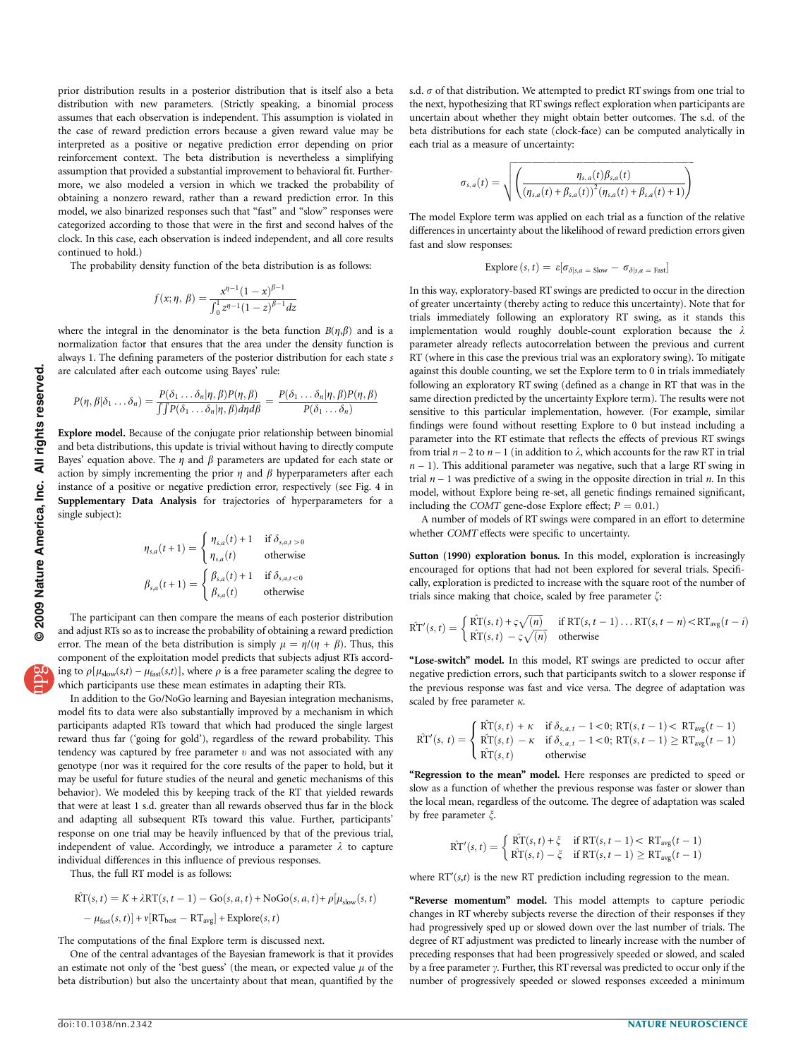prior distribution results in a posterior distribution that is itself also a beta distribution with new parameters. (Strictly speaking, a binomial process assumes that each observation is independent. This assumption is violated in the case of reward prediction errors because a given reward value may be interpreted as a positive or negative prediction error depending on prior reinforcement context. The beta distribution is nevertheless a simplifying assumption that provided a substantial improvement to behavioral fit. Furthermore, we also modeled a version in which we tracked the probability of obtaining a nonzero reward, rather than a reward prediction error. In this model, we also binarized responses such that "fast" and "slow" responses were categorized according to those that were in the first and second halves of the clock. In this case, each observation is indeed independent, and all core results continued to hold.)

The probability density function of the beta distribution is as follows:

$$f(x;\eta,\beta) = \frac{x^{\eta-1}(1-x)^{\beta-1}}{\int_0^1 z^{\eta-1}(1-z)^{\beta-1}dz}$$

where the integral in the denominator is the beta function $B(\eta,\beta)$ and is a normalization factor that ensures that the area under the density function is always 1. The defining parameters of the posterior distribution for each state $s$ are calculated after each outcome using Bayes' rule:

$$P(\eta,\beta|\delta_1\ldots\delta_n) = \frac{P(\delta_1\ldots\delta_n|\eta,\beta)P(\eta,\beta)}{\int\int P(\delta_1\ldots\delta_n|\eta,\beta)d\eta d\beta} = \frac{P(\delta_1\ldots\delta_n|\eta,\beta)P(\eta,\beta)}{P(\delta_1\ldots\delta_n)}$$

**Explore model.** Because of the conjugate prior relationship between binomial and beta distributions, this update is trivial without having to directly compute Bayes' equation above. The $\eta$ and $\beta$ parameters are updated for each state or action by simply incrementing the prior $\eta$ and $\beta$ hyperparameters after each instance of a positive or negative prediction error, respectively (see Fig. 4 in **Supplementary Data Analysis** for trajectories of hyperparameters for a single subject):

$$\eta_{s,a}(t+1) = \begin{cases} \eta_{s,a}(t)+1 & \text{if } \delta_{s,a,t>0} \\ \eta_{s,a}(t) & \text{otherwise} \end{cases}$$

$$\beta_{s,a}(t+1) = \begin{cases} \beta_{s,a}(t)+1 & \text{if } \delta_{s,a,t<0} \\ \beta_{s,a}(t) & \text{otherwise} \end{cases}$$

The participant can then compare the means of each posterior distribution and adjust RTs so as to increase the probability of obtaining a reward prediction error. The mean of the beta distribution is simply $\mu = \eta/(\eta + \beta)$. Thus, this component of the exploitation model predicts that subjects adjust RTs according to $\rho[\mu_{\text{slow}}(s,t) - \mu_{\text{fast}}(s,t)]$, where $\rho$ is a free parameter scaling the degree to which participants use these mean estimates in adapting their RTs.

In addition to the Go/NoGo learning and Bayesian integration mechanisms, model fits to data were also substantially improved by a mechanism in which participants adapted RTs toward that which had produced the single largest reward thus far ('going for gold'), regardless of the reward probability. This tendency was captured by free parameter $\upsilon$ and was not associated with any genotype (nor was it required for the core results of the paper to hold, but it may be useful for future studies of the neural and genetic mechanisms of this behavior). We modeled this by keeping track of the RT that yielded rewards that were at least 1 s.d. greater than all rewards observed thus far in the block and adapting all subsequent RTs toward this value. Further, participants' response on one trial may be heavily influenced by that of the previous trial, independent of value. Accordingly, we introduce a parameter $\lambda$ to capture individual differences in this influence of previous responses.

Thus, the full RT model is as follows:

$$\hat{\text{RT}}(s,t) = K + \lambda\text{RT}(s,t-1) - \text{Go}(s,a,t) + \text{NoGo}(s,a,t) + \rho[\mu_{\text{slow}}(s,t) - \mu_{\text{fast}}(s,t)] + \upsilon[\text{RT}_{\text{best}} - \text{RT}_{\text{avg}}] + \text{Explore}(s,t)$$

The computations of the final Explore term is discussed next.

One of the central advantages of the Bayesian framework is that it provides an estimate not only of the 'best guess' (the mean, or expected value $\mu$ of the beta distribution) but also the uncertainty about that mean, quantified by the s.d. $\sigma$ of that distribution. We attempted to predict RT swings from one trial to the next, hypothesizing that RT swings reflect exploration when participants are uncertain about whether they might obtain better outcomes. The s.d. of the beta distributions for each state (clock-face) can be computed analytically in each trial as a measure of uncertainty:

$$\sigma_{s,a}(t) = \sqrt{\left(\frac{\eta_{s,a}(t)\beta_{s,a}(t)}{(\eta_{s,a}(t)+\beta_{s,a}(t))^2(\eta_{s,a}(t)+\beta_{s,a}(t)+1)}\right)}$$

The model Explore term was applied on each trial as a function of the relative differences in uncertainty about the likelihood of reward prediction errors given fast and slow responses:

$$\text{Explore}(s,t) = \varepsilon[\sigma_{\delta|s,a=\text{Slow}} - \sigma_{\delta|s,a=\text{Fast}}]$$

In this way, exploratory-based RT swings are predicted to occur in the direction of greater uncertainty (thereby acting to reduce this uncertainty). Note that for trials immediately following an exploratory RT swing, as it stands this implementation would roughly double-count exploration because the $\lambda$ parameter already reflects autocorrelation between the previous and current RT (where in this case the previous trial was an exploratory swing). To mitigate against this double counting, we set the Explore term to 0 in trials immediately following an exploratory RT swing (defined as a change in RT that was in the same direction predicted by the uncertainty Explore term). The results were not sensitive to this particular implementation, however. (For example, similar findings were found without resetting Explore to 0 but instead including a parameter into the RT estimate that reflects the effects of previous RT swings from trial $n - 2$ to $n - 1$ (in addition to $\lambda$, which accounts for the raw RT in trial $n - 1$). This additional parameter was negative, such that a large RT swing in trial $n - 1$ was predictive of a swing in the opposite direction in trial $n$. In this model, without Explore being re-set, all genetic findings remained significant, including the *COMT* gene-dose Explore effect; $P = 0.01$.)

A number of models of RT swings were compared in an effort to determine whether *COMT* effects were specific to uncertainty.

**Sutton (1990) exploration bonus.** In this model, exploration is increasingly encouraged for options that had not been explored for several trials. Specifically, exploration is predicted to increase with the square root of the number of trials since making that choice, scaled by free parameter $\zeta$:

$$\hat{\text{RT}}'(s,t) = \begin{cases} \hat{\text{RT}}(s,t) + \varsigma\sqrt{(n)} & \text{if } \text{RT}(s,t-1)\ldots\text{RT}(s,t-n) < \text{RT}_{\text{avg}}(t-i) \\ \hat{\text{RT}}(s,t) - \varsigma\sqrt{(n)} & \text{otherwise} \end{cases}$$

**"Lose-switch" model.** In this model, RT swings are predicted to occur after negative prediction errors, such that participants switch to a slower response if the previous response was fast and vice versa. The degree of adaptation was scaled by free parameter $\kappa$.

$$\hat{\text{RT}}'(s,t) = \begin{cases} \hat{\text{RT}}(s,t) + \kappa & \text{if } \delta_{s,a,t}-1<0;\ \text{RT}(s,t-1) < \text{RT}_{\text{avg}}(t-1) \\ \hat{\text{RT}}(s,t) - \kappa & \text{if } \delta_{s,a,t}-1<0;\ \text{RT}(s,t-1) \geq \text{RT}_{\text{avg}}(t-1) \\ \hat{\text{RT}}(s,t) & \text{otherwise} \end{cases}$$

**"Regression to the mean" model.** Here responses are predicted to speed or slow as a function of whether the previous response was faster or slower than the local mean, regardless of the outcome. The degree of adaptation was scaled by free parameter $\xi$.

$$\hat{\text{RT}}'(s,t) = \begin{cases} \hat{\text{RT}}(s,t) + \xi & \text{if } \text{RT}(s,t-1) < \text{RT}_{\text{avg}}(t-1) \\ \hat{\text{RT}}(s,t) - \xi & \text{if } \text{RT}(s,t-1) \geq \text{RT}_{\text{avg}}(t-1) \end{cases}$$

where $\text{RT}'(s,t)$ is the new RT prediction including regression to the mean.

**"Reverse momentum" model.** This model attempts to capture periodic changes in RT whereby subjects reverse the direction of their responses if they had progressively sped up or slowed down over the last number of trials. The degree of RT adjustment was predicted to linearly increase with the number of preceding responses that had been progressively speeded or slowed, and scaled by a free parameter $\gamma$. Further, this RT reversal was predicted to occur only if the number of progressively speeded or slowed responses exceeded a minimum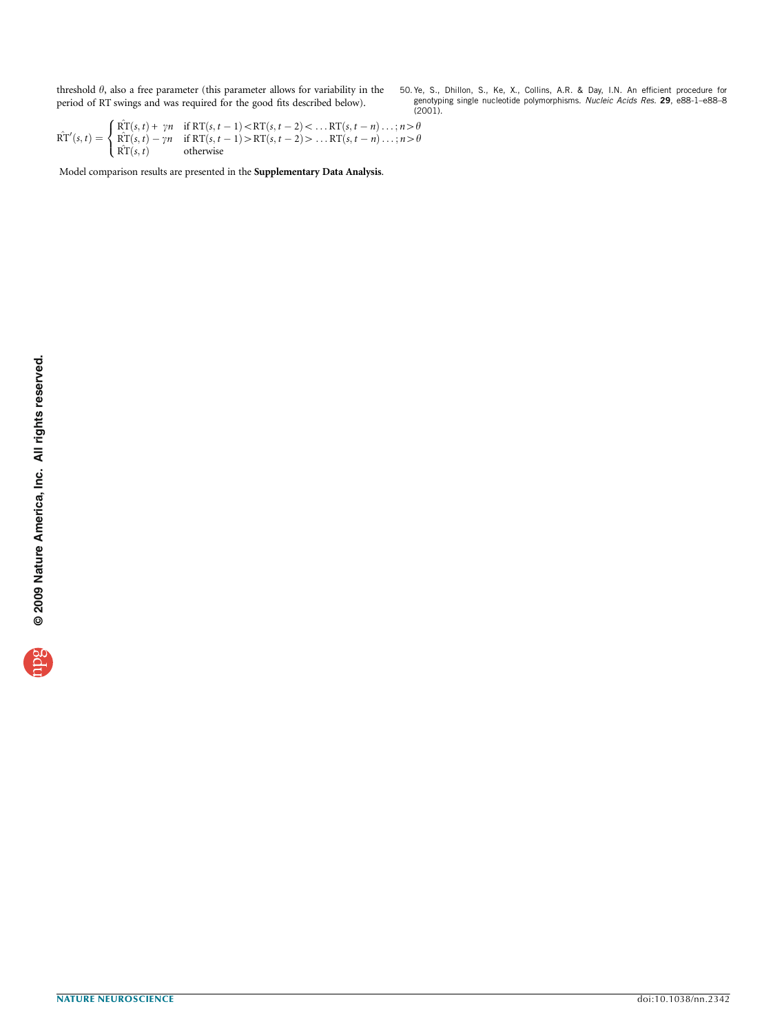threshold $\theta$, also a free parameter (this parameter allows for variability in the period of RT swings and was required for the good fits described below).

$$\hat{\mathrm{RT}}'(s,t) = \begin{cases} \hat{\mathrm{RT}}(s,t) + \gamma n & \text{if } \mathrm{RT}(s,t-1) < \mathrm{RT}(s,t-2) < \ldots \mathrm{RT}(s,t-n) \ldots ; n > \theta \\ \hat{\mathrm{RT}}(s,t) - \gamma n & \text{if } \mathrm{RT}(s,t-1) > \mathrm{RT}(s,t-2) > \ldots \mathrm{RT}(s,t-n) \ldots ; n > \theta \\ \hat{\mathrm{RT}}(s,t) & \text{otherwise} \end{cases}$$

Model comparison results are presented in the **Supplementary Data Analysis**.

50. Ye, S., Dhillon, S., Ke, X., Collins, A.R. & Day, I.N. An efficient procedure for genotyping single nucleotide polymorphisms. *Nucleic Acids Res.* **29**, e88-1–e88–8 (2001).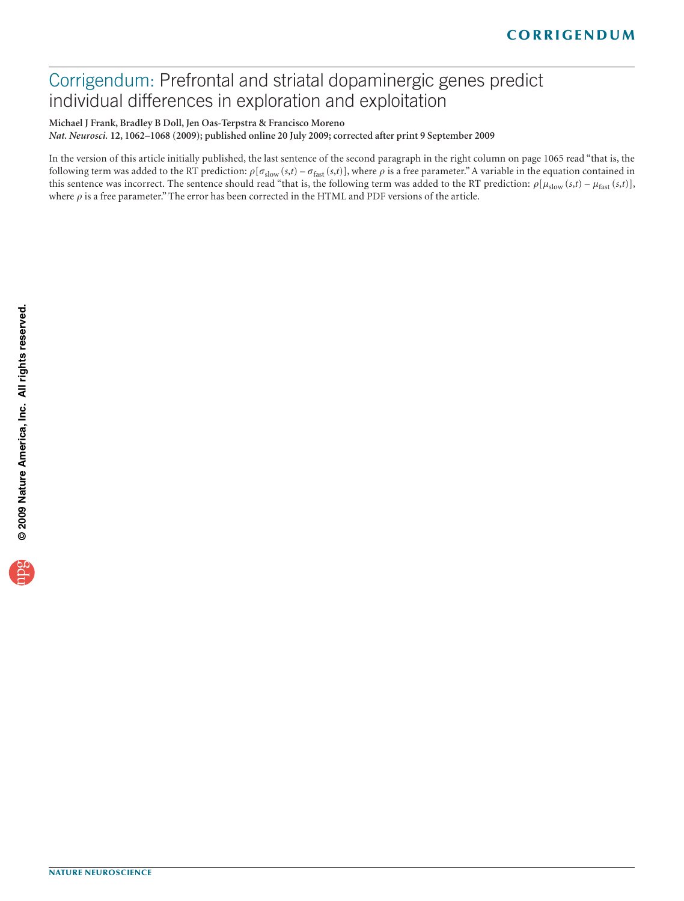# Corrigendum: Prefrontal and striatal dopaminergic genes predict individual differences in exploration and exploitation

**Michael J Frank, Bradley B Doll, Jen Oas-Terpstra & Francisco Moreno**

***Nat. Neurosci.* 12, 1062–1068 (2009); published online 20 July 2009; corrected after print 9 September 2009**

In the version of this article initially published, the last sentence of the second paragraph in the right column on page 1065 read "that is, the following term was added to the RT prediction: $\rho[\sigma_{slow}(s,t) - \sigma_{fast}(s,t)]$, where $\rho$ is a free parameter." A variable in the equation contained in this sentence was incorrect. The sentence should read "that is, the following term was added to the RT prediction: $\rho[\mu_{slow}(s,t) - \mu_{fast}(s,t)]$, where $\rho$ is a free parameter." The error has been corrected in the HTML and PDF versions of the article.